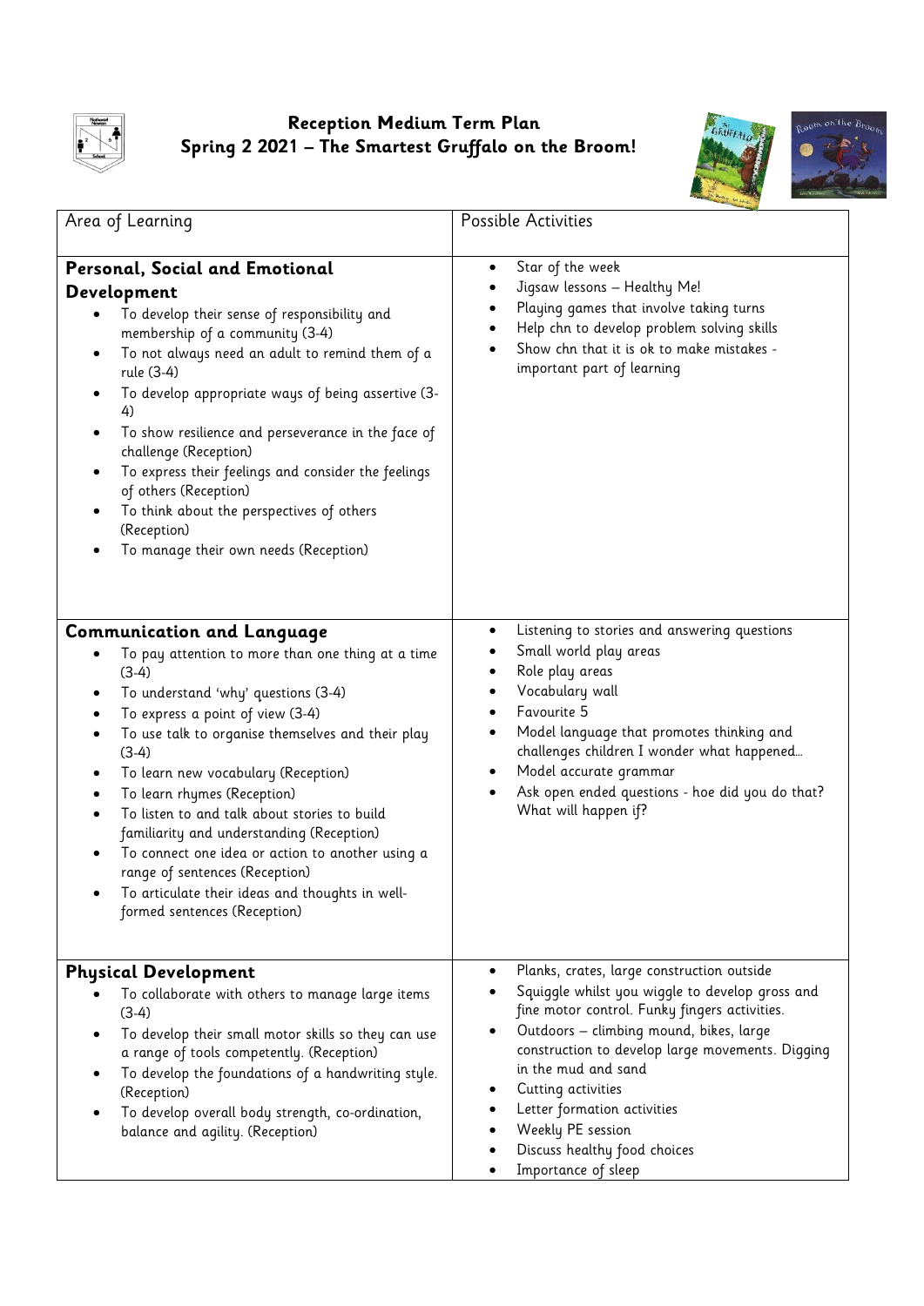# Reception Medium Term Plan
## Spring 2 2021 – The Smartest Gruffalo on the Broom!

| Area of Learning | Possible Activities |
|---|---|
| **Personal, Social and Emotional Development**<br>• To develop their sense of responsibility and membership of a community (3-4)<br>• To not always need an adult to remind them of a rule (3-4)<br>• To develop appropriate ways of being assertive (3-4)<br>• To show resilience and perseverance in the face of challenge (Reception)<br>• To express their feelings and consider the feelings of others (Reception)<br>• To think about the perspectives of others (Reception)<br>• To manage their own needs (Reception) | • Star of the week<br>• Jigsaw lessons – Healthy Me!<br>• Playing games that involve taking turns<br>• Help chn to develop problem solving skills<br>• Show chn that it is ok to make mistakes - important part of learning |
| **Communication and Language**<br>• To pay attention to more than one thing at a time (3-4)<br>• To understand 'why' questions (3-4)<br>• To express a point of view (3-4)<br>• To use talk to organise themselves and their play (3-4)<br>• To learn new vocabulary (Reception)<br>• To learn rhymes (Reception)<br>• To listen to and talk about stories to build familiarity and understanding (Reception)<br>• To connect one idea or action to another using a range of sentences (Reception)<br>• To articulate their ideas and thoughts in well-formed sentences (Reception) | • Listening to stories and answering questions<br>• Small world play areas<br>• Role play areas<br>• Vocabulary wall<br>• Favourite 5<br>• Model language that promotes thinking and challenges children I wonder what happened…<br>• Model accurate grammar<br>• Ask open ended questions - hoe did you do that? What will happen if? |
| **Physical Development**<br>• To collaborate with others to manage large items (3-4)<br>• To develop their small motor skills so they can use a range of tools competently. (Reception)<br>• To develop the foundations of a handwriting style. (Reception)<br>• To develop overall body strength, co-ordination, balance and agility. (Reception) | • Planks, crates, large construction outside<br>• Squiggle whilst you wiggle to develop gross and fine motor control. Funky fingers activities.<br>• Outdoors – climbing mound, bikes, large construction to develop large movements. Digging in the mud and sand<br>• Cutting activities<br>• Letter formation activities<br>• Weekly PE session<br>• Discuss healthy food choices<br>• Importance of sleep |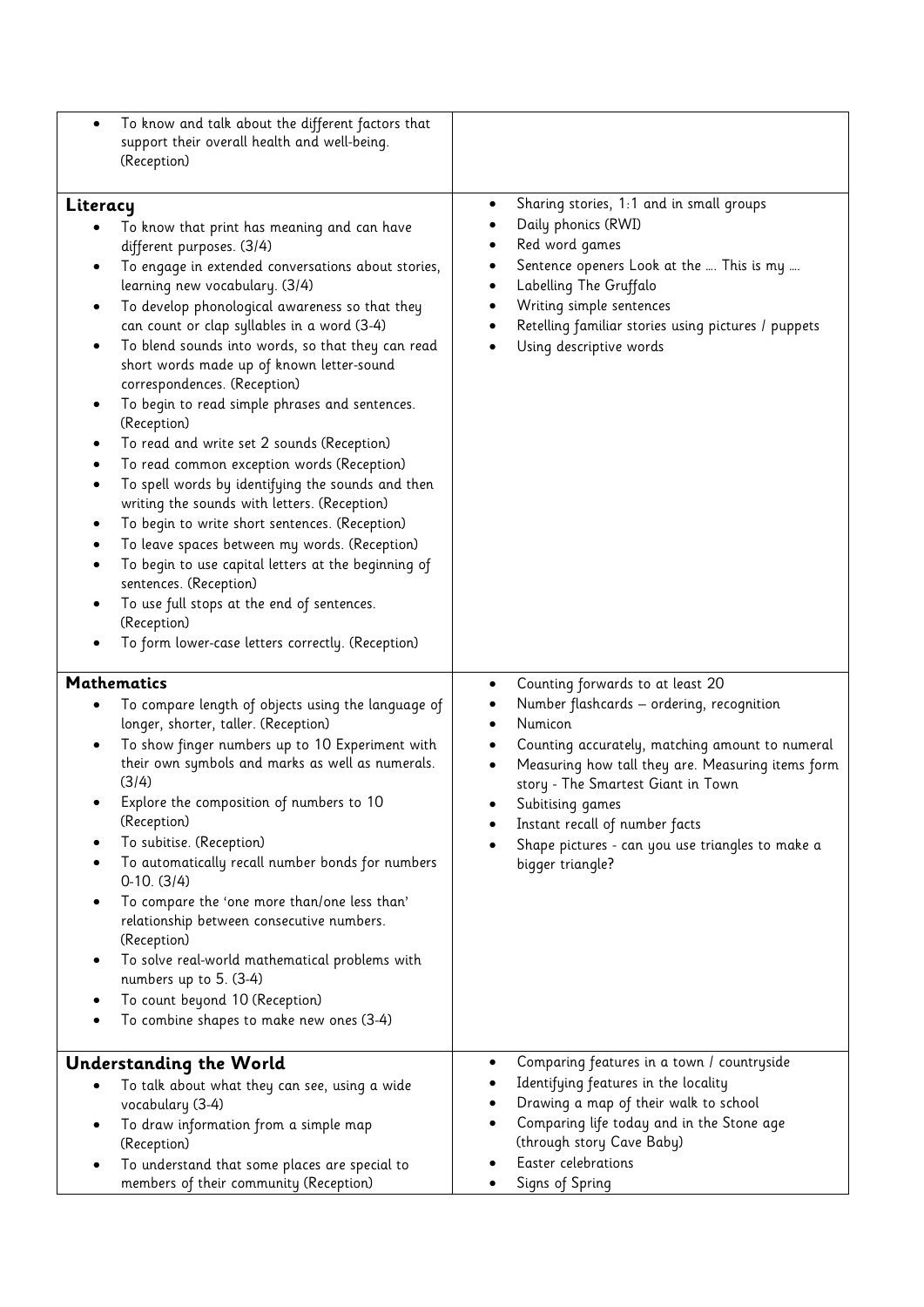| | |
|---|---|
| • To know and talk about the different factors that support their overall health and well-being. (Reception) | |
| **Literacy**<br>• To know that print has meaning and can have different purposes. (3/4)<br>• To engage in extended conversations about stories, learning new vocabulary. (3/4)<br>• To develop phonological awareness so that they can count or clap syllables in a word (3-4)<br>• To blend sounds into words, so that they can read short words made up of known letter-sound correspondences. (Reception)<br>• To begin to read simple phrases and sentences. (Reception)<br>• To read and write set 2 sounds (Reception)<br>• To read common exception words (Reception)<br>• To spell words by identifying the sounds and then writing the sounds with letters. (Reception)<br>• To begin to write short sentences. (Reception)<br>• To leave spaces between my words. (Reception)<br>• To begin to use capital letters at the beginning of sentences. (Reception)<br>• To use full stops at the end of sentences. (Reception)<br>• To form lower-case letters correctly. (Reception) | • Sharing stories, 1:1 and in small groups<br>• Daily phonics (RWI)<br>• Red word games<br>• Sentence openers Look at the …. This is my ….<br>• Labelling The Gruffalo<br>• Writing simple sentences<br>• Retelling familiar stories using pictures / puppets<br>• Using descriptive words |
| **Mathematics**<br>• To compare length of objects using the language of longer, shorter, taller. (Reception)<br>• To show finger numbers up to 10 Experiment with their own symbols and marks as well as numerals. (3/4)<br>• Explore the composition of numbers to 10 (Reception)<br>• To subitise. (Reception)<br>• To automatically recall number bonds for numbers 0-10. (3/4)<br>• To compare the 'one more than/one less than' relationship between consecutive numbers. (Reception)<br>• To solve real-world mathematical problems with numbers up to 5. (3-4)<br>• To count beyond 10 (Reception)<br>• To combine shapes to make new ones (3-4) | • Counting forwards to at least 20<br>• Number flashcards – ordering, recognition<br>• Numicon<br>• Counting accurately, matching amount to numeral<br>• Measuring how tall they are. Measuring items form story - The Smartest Giant in Town<br>• Subitising games<br>• Instant recall of number facts<br>• Shape pictures - can you use triangles to make a bigger triangle? |
| **Understanding the World**<br>• To talk about what they can see, using a wide vocabulary (3-4)<br>• To draw information from a simple map (Reception)<br>• To understand that some places are special to members of their community (Reception) | • Comparing features in a town / countryside<br>• Identifying features in the locality<br>• Drawing a map of their walk to school<br>• Comparing life today and in the Stone age (through story Cave Baby)<br>• Easter celebrations<br>• Signs of Spring |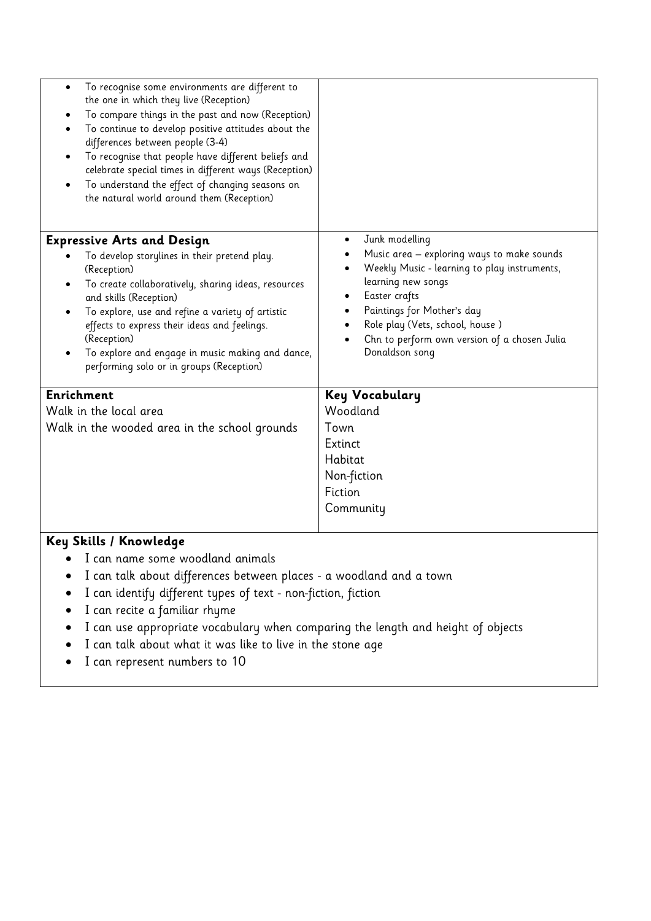| | |
|---|---|
| • To recognise some environments are different to the one in which they live (Reception)<br>• To compare things in the past and now (Reception)<br>• To continue to develop positive attitudes about the differences between people (3-4)<br>• To recognise that people have different beliefs and celebrate special times in different ways (Reception)<br>• To understand the effect of changing seasons on the natural world around them (Reception) | |
| **Expressive Arts and Design**<br>• To develop storylines in their pretend play. (Reception)<br>• To create collaboratively, sharing ideas, resources and skills (Reception)<br>• To explore, use and refine a variety of artistic effects to express their ideas and feelings. (Reception)<br>• To explore and engage in music making and dance, performing solo or in groups (Reception) | • Junk modelling<br>• Music area – exploring ways to make sounds<br>• Weekly Music - learning to play instruments, learning new songs<br>• Easter crafts<br>• Paintings for Mother's day<br>• Role play (Vets, school, house )<br>• Chn to perform own version of a chosen Julia Donaldson song |
| **Enrichment**<br>Walk in the local area<br>Walk in the wooded area in the school grounds | **Key Vocabulary**<br>Woodland<br>Town<br>Extinct<br>Habitat<br>Non-fiction<br>Fiction<br>Community |

**Key Skills / Knowledge**

- I can name some woodland animals
- I can talk about differences between places - a woodland and a town
- I can identify different types of text - non-fiction, fiction
- I can recite a familiar rhyme
- I can use appropriate vocabulary when comparing the length and height of objects
- I can talk about what it was like to live in the stone age
- I can represent numbers to 10